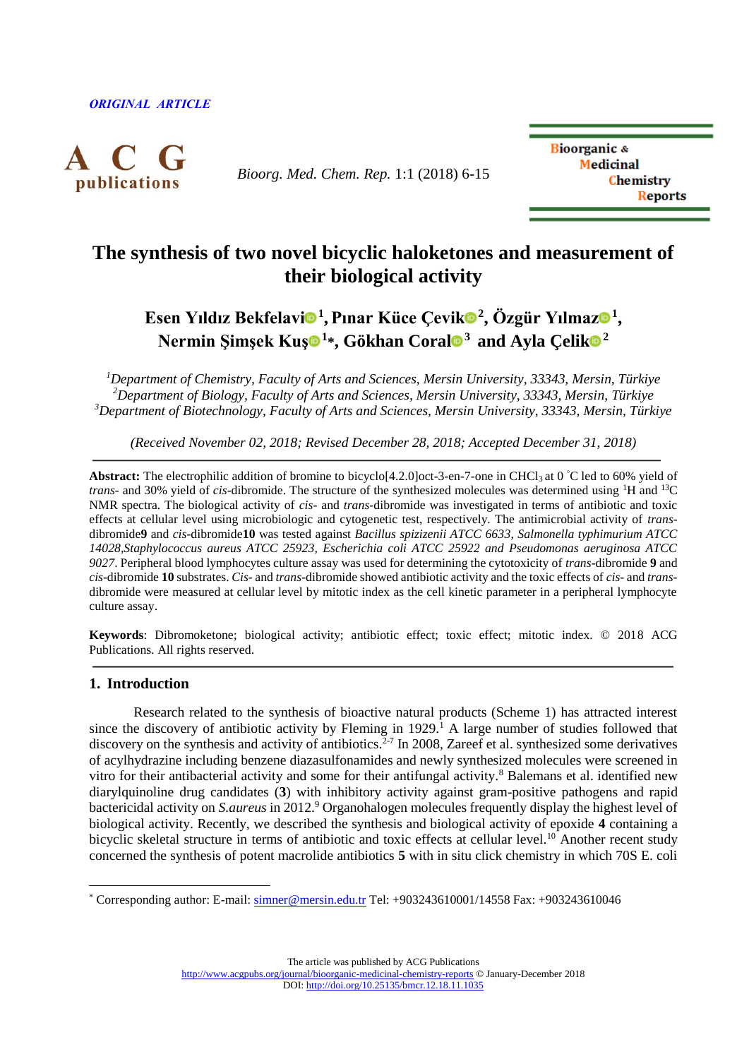*ORIGINAL ARTICLE*

# The synthesis of two novel bicyclic haloketones and measurement of their biological activity

**Esen Yıldız Bekfelavi[1], Pınar Küce Çevik[2], Özgür Yılmaz[1], Nermin Şimşek Kuş[1]*, Gökhan Coral[3] and Ayla Çelik[2]**

*[1]Department of Chemistry, Faculty of Arts and Sciences, Mersin University, 33343, Mersin, Türkiye*
*[2]Department of Biology, Faculty of Arts and Sciences, Mersin University, 33343, Mersin, Türkiye*
*[3]Department of Biotechnology, Faculty of Arts and Sciences, Mersin University, 33343, Mersin, Türkiye*

*(Received November 02, 2018; Revised December 28, 2018; Accepted December 31, 2018)*

**Abstract:** The electrophilic addition of bromine to bicyclo[4.2.0]oct-3-en-7-one in $CHCl_3$ at 0 °C led to 60% yield of *trans*- and 30% yield of *cis*-dibromide. The structure of the synthesized molecules was determined using $^1H$ and $^{13}C$ NMR spectra. The biological activity of *cis*- and *trans*-dibromide was investigated in terms of antibiotic and toxic effects at cellular level using microbiologic and cytogenetic test, respectively. The antimicrobial activity of *trans*-dibromide**9** and *cis*-dibromide**10** was tested against *Bacillus spizizenii ATCC 6633, Salmonella typhimurium ATCC 14028,Staphylococcus aureus ATCC 25923, Escherichia coli ATCC 25922 and Pseudomonas aeruginosa ATCC 9027*. Peripheral blood lymphocytes culture assay was used for determining the cytotoxicity of *trans*-dibromide **9** and *cis*-dibromide **10** substrates. *Cis*- and *trans*-dibromide showed antibiotic activity and the toxic effects of *cis*- and *trans*-dibromide were measured at cellular level by mitotic index as the cell kinetic parameter in a peripheral lymphocyte culture assay.

**Keywords**: Dibromoketone; biological activity; antibiotic effect; toxic effect; mitotic index. © 2018 ACG Publications. All rights reserved.

## 1. Introduction

Research related to the synthesis of bioactive natural products (Scheme 1) has attracted interest since the discovery of antibiotic activity by Fleming in 1929.[1] A large number of studies followed that discovery on the synthesis and activity of antibiotics.[2-7] In 2008, Zareef et al. synthesized some derivatives of acylhydrazine including benzene diazasulfonamides and newly synthesized molecules were screened in vitro for their antibacterial activity and some for their antifungal activity.[8] Balemans et al. identified new diarylquinoline drug candidates (**3**) with inhibitory activity against gram-positive pathogens and rapid bactericidal activity on *S.aureus* in 2012.[9] Organohalogen molecules frequently display the highest level of biological activity. Recently, we described the synthesis and biological activity of epoxide **4** containing a bicyclic skeletal structure in terms of antibiotic and toxic effects at cellular level.[10] Another recent study concerned the synthesis of potent macrolide antibiotics **5** with in situ click chemistry in which 70S E. coli

* Corresponding author: E-mail: simner@mersin.edu.tr Tel: +903243610001/14558 Fax: +903243610046

The article was published by ACG Publications
http://www.acgpubs.org/journal/bioorganic-medicinal-chemistry-reports © January-December 2018
DOI: http://doi.org/10.25135/bmcr.12.18.11.1035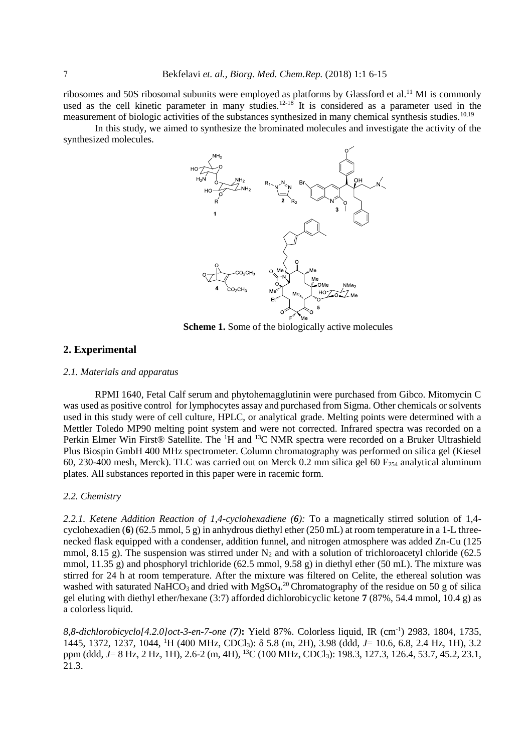ribosomes and 50S ribosomal subunits were employed as platforms by Glassford et al.[11] MI is commonly used as the cell kinetic parameter in many studies.[12-18] It is considered as a parameter used in the measurement of biologic activities of the substances synthesized in many chemical synthesis studies.[10,19]

In this study, we aimed to synthesize the brominated molecules and investigate the activity of the synthesized molecules.

**Scheme 1.** Some of the biologically active molecules

## 2. Experimental

### *2.1. Materials and apparatus*

RPMI 1640, Fetal Calf serum and phytohemagglutinin were purchased from Gibco. Mitomycin C was used as positive control for lymphocytes assay and purchased from Sigma. Other chemicals or solvents used in this study were of cell culture, HPLC, or analytical grade. Melting points were determined with a Mettler Toledo MP90 melting point system and were not corrected. Infrared spectra was recorded on a Perkin Elmer Win First® Satellite. The $^{1}H$ and $^{13}C$ NMR spectra were recorded on a Bruker Ultrashield Plus Biospin GmbH 400 MHz spectrometer. Column chromatography was performed on silica gel (Kiesel 60, 230-400 mesh, Merck). TLC was carried out on Merck 0.2 mm silica gel 60 $F_{254}$ analytical aluminum plates. All substances reported in this paper were in racemic form.

### *2.2. Chemistry*

*2.2.1. Ketene Addition Reaction of 1,4-cyclohexadiene (6):* To a magnetically stirred solution of 1,4-cyclohexadien (**6**) (62.5 mmol, 5 g) in anhydrous diethyl ether (250 mL) at room temperature in a 1-L three-necked flask equipped with a condenser, addition funnel, and nitrogen atmosphere was added Zn-Cu (125 mmol, 8.15 g). The suspension was stirred under $N_2$ and with a solution of trichloroacetyl chloride (62.5 mmol, 11.35 g) and phosphoryl trichloride (62.5 mmol, 9.58 g) in diethyl ether (50 mL). The mixture was stirred for 24 h at room temperature. After the mixture was filtered on Celite, the ethereal solution was washed with saturated $NaHCO_3$ and dried with $MgSO_4$.[20] Chromatography of the residue on 50 g of silica gel eluting with diethyl ether/hexane (3:7) afforded dichlorobicyclic ketone **7** (87%, 54.4 mmol, 10.4 g) as a colorless liquid.

*8,8-dichlorobicyclo[4.2.0]oct-3-en-7-one (7)*: Yield 87%. Colorless liquid, IR ($cm^{-1}$) 2983, 1804, 1735, 1445, 1372, 1237, 1044, $^{1}H$ (400 MHz, $CDCl_3$): δ 5.8 (m, 2H), 3.98 (ddd, $J$= 10.6, 6.8, 2.4 Hz, 1H), 3.2 ppm (ddd, $J$= 8 Hz, 2 Hz, 1H), 2.6-2 (m, 4H), $^{13}C$ (100 MHz, $CDCl_3$): 198.3, 127.3, 126.4, 53.7, 45.2, 23.1, 21.3.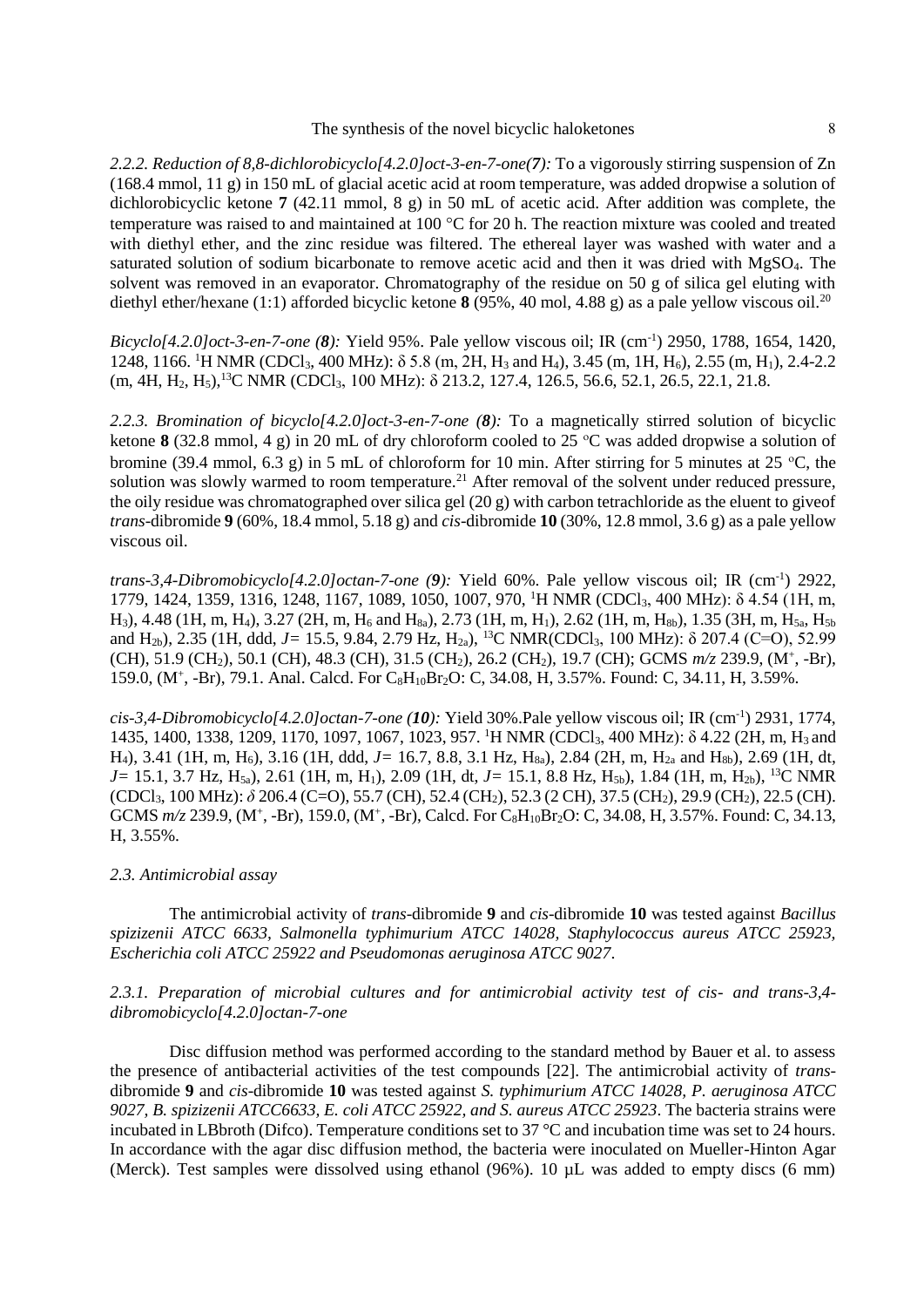*2.2.2. Reduction of 8,8-dichlorobicyclo[4.2.0]oct-3-en-7-one(**7**):* To a vigorously stirring suspension of Zn (168.4 mmol, 11 g) in 150 mL of glacial acetic acid at room temperature, was added dropwise a solution of dichlorobicyclic ketone **7** (42.11 mmol, 8 g) in 50 mL of acetic acid. After addition was complete, the temperature was raised to and maintained at 100 °C for 20 h. The reaction mixture was cooled and treated with diethyl ether, and the zinc residue was filtered. The ethereal layer was washed with water and a saturated solution of sodium bicarbonate to remove acetic acid and then it was dried with $MgSO_4$. The solvent was removed in an evaporator. Chromatography of the residue on 50 g of silica gel eluting with diethyl ether/hexane (1:1) afforded bicyclic ketone **8** (95%, 40 mol, 4.88 g) as a pale yellow viscous oil.[20]

*Bicyclo[4.2.0]oct-3-en-7-one (**8**):* Yield 95%. Pale yellow viscous oil; IR ($cm^{-1}$) 2950, 1788, 1654, 1420, 1248, 1166. $^1H$ NMR ($CDCl_3$, 400 MHz): δ 5.8 (m, 2H, $H_3$ and $H_4$), 3.45 (m, 1H, $H_6$), 2.55 (m, $H_1$), 2.4-2.2 (m, 4H, $H_2$, $H_5$),$^{13}C$ NMR ($CDCl_3$, 100 MHz): δ 213.2, 127.4, 126.5, 56.6, 52.1, 26.5, 22.1, 21.8.

*2.2.3. Bromination of bicyclo[4.2.0]oct-3-en-7-one (**8**):* To a magnetically stirred solution of bicyclic ketone **8** (32.8 mmol, 4 g) in 20 mL of dry chloroform cooled to 25 °C was added dropwise a solution of bromine (39.4 mmol, 6.3 g) in 5 mL of chloroform for 10 min. After stirring for 5 minutes at 25 °C, the solution was slowly warmed to room temperature.[21] After removal of the solvent under reduced pressure, the oily residue was chromatographed over silica gel (20 g) with carbon tetrachloride as the eluent to giveof *trans*-dibromide **9** (60%, 18.4 mmol, 5.18 g) and *cis*-dibromide **10** (30%, 12.8 mmol, 3.6 g) as a pale yellow viscous oil.

*trans-3,4-Dibromobicyclo[4.2.0]octan-7-one (**9**):* Yield 60%. Pale yellow viscous oil; IR ($cm^{-1}$) 2922, 1779, 1424, 1359, 1316, 1248, 1167, 1089, 1050, 1007, 970, $^1H$ NMR ($CDCl_3$, 400 MHz): δ 4.54 (1H, m, $H_3$), 4.48 (1H, m, $H_4$), 3.27 (2H, m, $H_6$ and $H_{8a}$), 2.73 (1H, m, $H_1$), 2.62 (1H, m, $H_{8b}$), 1.35 (3H, m, $H_{5a}$, $H_{5b}$ and $H_{2b}$), 2.35 (1H, ddd, $J$= 15.5, 9.84, 2.79 Hz, $H_{2a}$), $^{13}C$ NMR($CDCl_3$, 100 MHz): δ 207.4 (C=O), 52.99 (CH), 51.9 ($CH_2$), 50.1 (CH), 48.3 (CH), 31.5 ($CH_2$), 26.2 ($CH_2$), 19.7 (CH); GCMS *m/z* 239.9, ($M^+$, -Br), 159.0, ($M^+$, -Br), 79.1. Anal. Calcd. For $C_8H_{10}Br_2O$: C, 34.08, H, 3.57%. Found: C, 34.11, H, 3.59%.

*cis-3,4-Dibromobicyclo[4.2.0]octan-7-one (**10**):* Yield 30%.Pale yellow viscous oil; IR ($cm^{-1}$) 2931, 1774, 1435, 1400, 1338, 1209, 1170, 1097, 1067, 1023, 957. $^1H$ NMR ($CDCl_3$, 400 MHz): δ 4.22 (2H, m, $H_3$ and $H_4$), 3.41 (1H, m, $H_6$), 3.16 (1H, ddd, $J$= 16.7, 8.8, 3.1 Hz, $H_{8a}$), 2.84 (2H, m, $H_{2a}$ and $H_{8b}$), 2.69 (1H, dt, $J$= 15.1, 3.7 Hz, $H_{5a}$), 2.61 (1H, m, $H_1$), 2.09 (1H, dt, $J$= 15.1, 8.8 Hz, $H_{5b}$), 1.84 (1H, m, $H_{2b}$), $^{13}C$ NMR ($CDCl_3$, 100 MHz): *δ* 206.4 (C=O), 55.7 (CH), 52.4 ($CH_2$), 52.3 (2 CH), 37.5 ($CH_2$), 29.9 ($CH_2$), 22.5 (CH). GCMS *m/z* 239.9, ($M^+$, -Br), 159.0, ($M^+$, -Br), Calcd. For $C_8H_{10}Br_2O$: C, 34.08, H, 3.57%. Found: C, 34.13, H, 3.55%.

### *2.3. Antimicrobial assay*

The antimicrobial activity of *trans*-dibromide **9** and *cis*-dibromide **10** was tested against *Bacillus spizizenii ATCC 6633, Salmonella typhimurium ATCC 14028, Staphylococcus aureus ATCC 25923, Escherichia coli ATCC 25922 and Pseudomonas aeruginosa ATCC 9027*.

#### *2.3.1. Preparation of microbial cultures and for antimicrobial activity test of cis- and trans-3,4-dibromobicyclo[4.2.0]octan-7-one*

Disc diffusion method was performed according to the standard method by Bauer et al. to assess the presence of antibacterial activities of the test compounds [22]. The antimicrobial activity of *trans*-dibromide **9** and *cis*-dibromide **10** was tested against *S. typhimurium ATCC 14028, P. aeruginosa ATCC 9027, B. spizizenii ATCC6633, E. coli ATCC 25922, and S. aureus ATCC 25923*. The bacteria strains were incubated in LBbroth (Difco). Temperature conditions set to 37 °C and incubation time was set to 24 hours. In accordance with the agar disc diffusion method, the bacteria were inoculated on Mueller-Hinton Agar (Merck). Test samples were dissolved using ethanol (96%). 10 µL was added to empty discs (6 mm)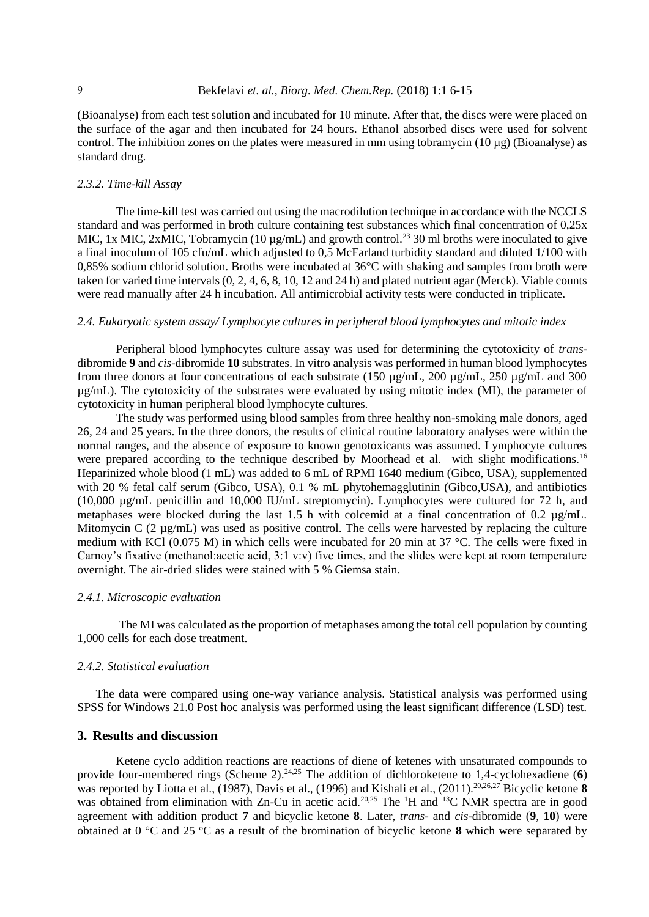(Bioanalyse) from each test solution and incubated for 10 minute. After that, the discs were were placed on the surface of the agar and then incubated for 24 hours. Ethanol absorbed discs were used for solvent control. The inhibition zones on the plates were measured in mm using tobramycin (10 µg) (Bioanalyse) as standard drug.

### *2.3.2. Time-kill Assay*

The time-kill test was carried out using the macrodilution technique in accordance with the NCCLS standard and was performed in broth culture containing test substances which final concentration of 0,25x MIC, 1x MIC, 2xMIC, Tobramycin (10 µg/mL) and growth control.[23] 30 ml broths were inoculated to give a final inoculum of 105 cfu/mL which adjusted to 0,5 McFarland turbidity standard and diluted 1/100 with 0,85% sodium chlorid solution. Broths were incubated at 36°C with shaking and samples from broth were taken for varied time intervals (0, 2, 4, 6, 8, 10, 12 and 24 h) and plated nutrient agar (Merck). Viable counts were read manually after 24 h incubation. All antimicrobial activity tests were conducted in triplicate.

### *2.4. Eukaryotic system assay/ Lymphocyte cultures in peripheral blood lymphocytes and mitotic index*

Peripheral blood lymphocytes culture assay was used for determining the cytotoxicity of *trans*-dibromide **9** and *cis*-dibromide **10** substrates. In vitro analysis was performed in human blood lymphocytes from three donors at four concentrations of each substrate (150 µg/mL, 200 µg/mL, 250 µg/mL and 300 µg/mL). The cytotoxicity of the substrates were evaluated by using mitotic index (MI), the parameter of cytotoxicity in human peripheral blood lymphocyte cultures.

The study was performed using blood samples from three healthy non-smoking male donors, aged 26, 24 and 25 years. In the three donors, the results of clinical routine laboratory analyses were within the normal ranges, and the absence of exposure to known genotoxicants was assumed. Lymphocyte cultures were prepared according to the technique described by Moorhead et al. with slight modifications.[16] Heparinized whole blood (1 mL) was added to 6 mL of RPMI 1640 medium (Gibco, USA), supplemented with 20 % fetal calf serum (Gibco, USA), 0.1 % mL phytohemagglutinin (Gibco,USA), and antibiotics (10,000 µg/mL penicillin and 10,000 IU/mL streptomycin). Lymphocytes were cultured for 72 h, and metaphases were blocked during the last 1.5 h with colcemid at a final concentration of 0.2 µg/mL. Mitomycin C (2 µg/mL) was used as positive control. The cells were harvested by replacing the culture medium with KCl (0.075 M) in which cells were incubated for 20 min at 37 °C. The cells were fixed in Carnoy's fixative (methanol:acetic acid, 3:1 v:v) five times, and the slides were kept at room temperature overnight. The air-dried slides were stained with 5 % Giemsa stain.

### *2.4.1. Microscopic evaluation*

The MI was calculated as the proportion of metaphases among the total cell population by counting 1,000 cells for each dose treatment.

### *2.4.2. Statistical evaluation*

The data were compared using one-way variance analysis. Statistical analysis was performed using SPSS for Windows 21.0 Post hoc analysis was performed using the least significant difference (LSD) test.

## 3. Results and discussion

Ketene cyclo addition reactions are reactions of diene of ketenes with unsaturated compounds to provide four-membered rings (Scheme 2).[24,25] The addition of dichloroketene to 1,4-cyclohexadiene (**6**) was reported by Liotta et al., (1987), Davis et al., (1996) and Kishali et al., (2011).[20,26,27] Bicyclic ketone **8** was obtained from elimination with Zn-Cu in acetic acid.[20,25] The $^{1}$H and $^{13}$C NMR spectra are in good agreement with addition product **7** and bicyclic ketone **8**. Later, *trans*- and *cis*-dibromide (**9**, **10**) were obtained at 0 °C and 25 °C as a result of the bromination of bicyclic ketone **8** which were separated by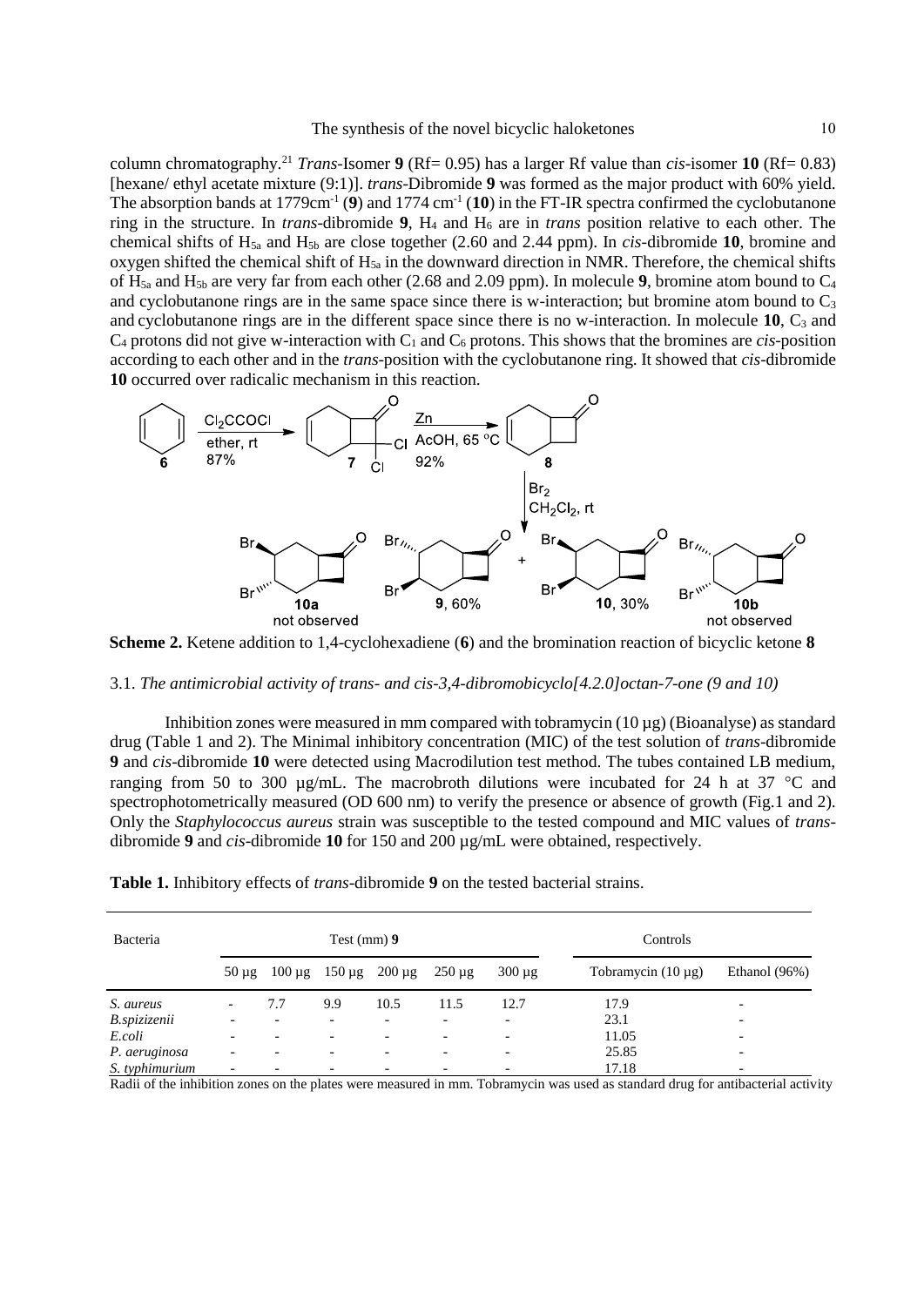column chromatography.[21] *Trans*-Isomer **9** (Rf= 0.95) has a larger Rf value than *cis*-isomer **10** (Rf= 0.83) [hexane/ ethyl acetate mixture (9:1)]. *trans*-Dibromide **9** was formed as the major product with 60% yield. The absorption bands at 1779cm$^{-1}$ (**9**) and 1774 cm$^{-1}$ (**10**) in the FT-IR spectra confirmed the cyclobutanone ring in the structure. In *trans*-dibromide **9**, $H_4$ and $H_6$ are in *trans* position relative to each other. The chemical shifts of $H_{5a}$ and $H_{5b}$ are close together (2.60 and 2.44 ppm). In *cis*-dibromide **10**, bromine and oxygen shifted the chemical shift of $H_{5a}$ in the downward direction in NMR. Therefore, the chemical shifts of $H_{5a}$ and $H_{5b}$ are very far from each other (2.68 and 2.09 ppm). In molecule **9**, bromine atom bound to $C_4$ and cyclobutanone rings are in the same space since there is w-interaction; but bromine atom bound to $C_3$ and cyclobutanone rings are in the different space since there is no w-interaction. In molecule **10**, $C_3$ and $C_4$ protons did not give w-interaction with $C_1$ and $C_6$ protons. This shows that the bromines are *cis*-position according to each other and in the *trans*-position with the cyclobutanone ring. It showed that *cis*-dibromide **10** occurred over radicalic mechanism in this reaction.

**Scheme 2.** Ketene addition to 1,4-cyclohexadiene (**6**) and the bromination reaction of bicyclic ketone **8**

### 3.1. *The antimicrobial activity of trans- and cis-3,4-dibromobicyclo[4.2.0]octan-7-one (9 and 10)*

Inhibition zones were measured in mm compared with tobramycin (10 µg) (Bioanalyse) as standard drug (Table 1 and 2). The Minimal inhibitory concentration (MIC) of the test solution of *trans*-dibromide **9** and *cis*-dibromide **10** were detected using Macrodilution test method. The tubes contained LB medium, ranging from 50 to 300 µg/mL. The macrobroth dilutions were incubated for 24 h at 37 °C and spectrophotometrically measured (OD 600 nm) to verify the presence or absence of growth (Fig.1 and 2). Only the *Staphylococcus aureus* strain was susceptible to the tested compound and MIC values of *trans*-dibromide **9** and *cis*-dibromide **10** for 150 and 200 µg/mL were obtained, respectively.

**Table 1.** Inhibitory effects of *trans*-dibromide **9** on the tested bacterial strains.

| Bacteria | Test (mm) **9** | | | | | | Controls | |
|---|---|---|---|---|---|---|---|---|
| | 50 µg | 100 µg | 150 µg | 200 µg | 250 µg | 300 µg | Tobramycin (10 µg) | Ethanol (96%) |
| *S. aureus* | - | 7.7 | 9.9 | 10.5 | 11.5 | 12.7 | 17.9 | - |
| *B.spizizenii* | - | - | - | - | - | - | 23.1 | - |
| *E.coli* | - | - | - | - | - | - | 11.05 | - |
| *P. aeruginosa* | - | - | - | - | - | - | 25.85 | - |
| *S. typhimurium* | - | - | - | - | - | - | 17.18 | - |

Radii of the inhibition zones on the plates were measured in mm. Tobramycin was used as standard drug for antibacterial activity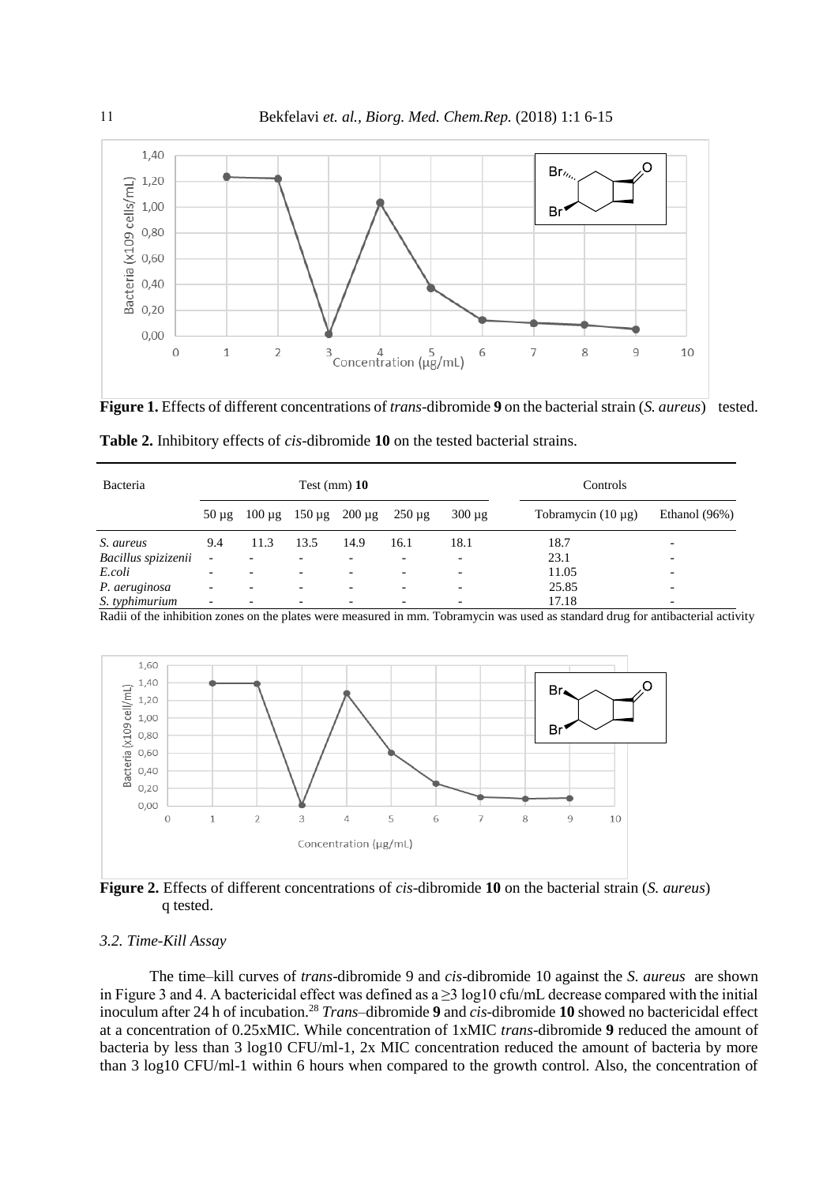**Figure 1.** Effects of different concentrations of *trans*-dibromide **9** on the bacterial strain (*S. aureus*) tested.

**Table 2.** Inhibitory effects of *cis*-dibromide **10** on the tested bacterial strains.

| Bacteria | Test (mm) **10** | | | | | | Controls | |
|---|---|---|---|---|---|---|---|---|
| | 50 µg | 100 µg | 150 µg | 200 µg | 250 µg | 300 µg | Tobramycin (10 µg) | Ethanol (96%) |
| *S. aureus* | 9.4 | 11.3 | 13.5 | 14.9 | 16.1 | 18.1 | 18.7 | - |
| *Bacillus spizizenii* | - | - | - | - | - | - | 23.1 | - |
| *E.coli* | - | - | - | - | - | - | 11.05 | - |
| *P. aeruginosa* | - | - | - | - | - | - | 25.85 | - |
| *S. typhimurium* | - | - | - | - | - | - | 17.18 | - |

Radii of the inhibition zones on the plates were measured in mm. Tobramycin was used as standard drug for antibacterial activity

**Figure 2.** Effects of different concentrations of *cis*-dibromide **10** on the bacterial strain (*S. aureus*) q tested.

### 3.2. Time-Kill Assay

The time–kill curves of *trans*-dibromide 9 and *cis*-dibromide 10 against the *S. aureus* are shown in Figure 3 and 4. A bactericidal effect was defined as a ≥3 log10 cfu/mL decrease compared with the initial inoculum after 24 h of incubation.[28] *Trans*–dibromide **9** and *cis*-dibromide **10** showed no bactericidal effect at a concentration of 0.25xMIC. While concentration of 1xMIC *trans*-dibromide **9** reduced the amount of bacteria by less than 3 log10 CFU/ml-1, 2x MIC concentration reduced the amount of bacteria by more than 3 log10 CFU/ml-1 within 6 hours when compared to the growth control. Also, the concentration of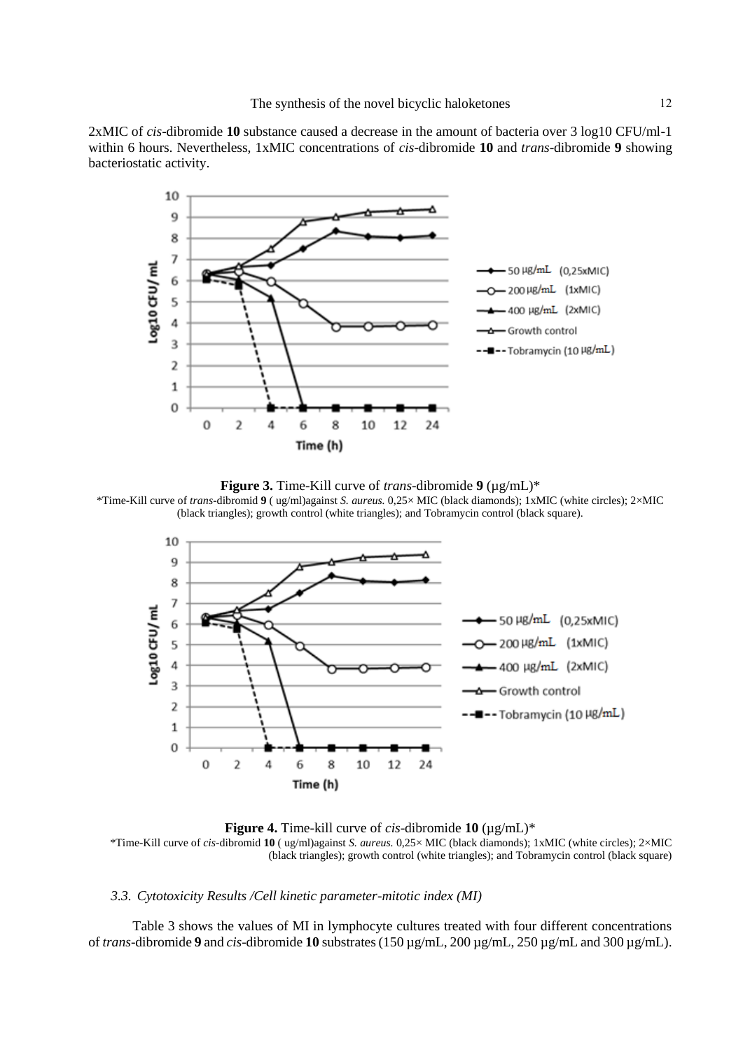2xMIC of *cis*-dibromide **10** substance caused a decrease in the amount of bacteria over 3 log10 CFU/ml-1 within 6 hours. Nevertheless, 1xMIC concentrations of *cis*-dibromide **10** and *trans*-dibromide **9** showing bacteriostatic activity.

**Figure 3.** Time-Kill curve of *trans*-dibromide **9** (µg/mL)*

*Time-Kill curve of *trans*-dibromid **9** ( ug/ml)against *S. aureus.* 0,25× MIC (black diamonds); 1xMIC (white circles); 2×MIC (black triangles); growth control (white triangles); and Tobramycin control (black square).

**Figure 4.** Time-kill curve of *cis*-dibromide **10** (µg/mL)*

*Time-Kill curve of *cis*-dibromid **10** ( ug/ml)against *S. aureus.* 0,25× MIC (black diamonds); 1xMIC (white circles); 2×MIC (black triangles); growth control (white triangles); and Tobramycin control (black square)

### 3.3. Cytotoxicity Results /Cell kinetic parameter-mitotic index (MI)

Table 3 shows the values of MI in lymphocyte cultures treated with four different concentrations of *trans*-dibromide **9** and *cis*-dibromide **10** substrates (150 µg/mL, 200 µg/mL, 250 µg/mL and 300 µg/mL).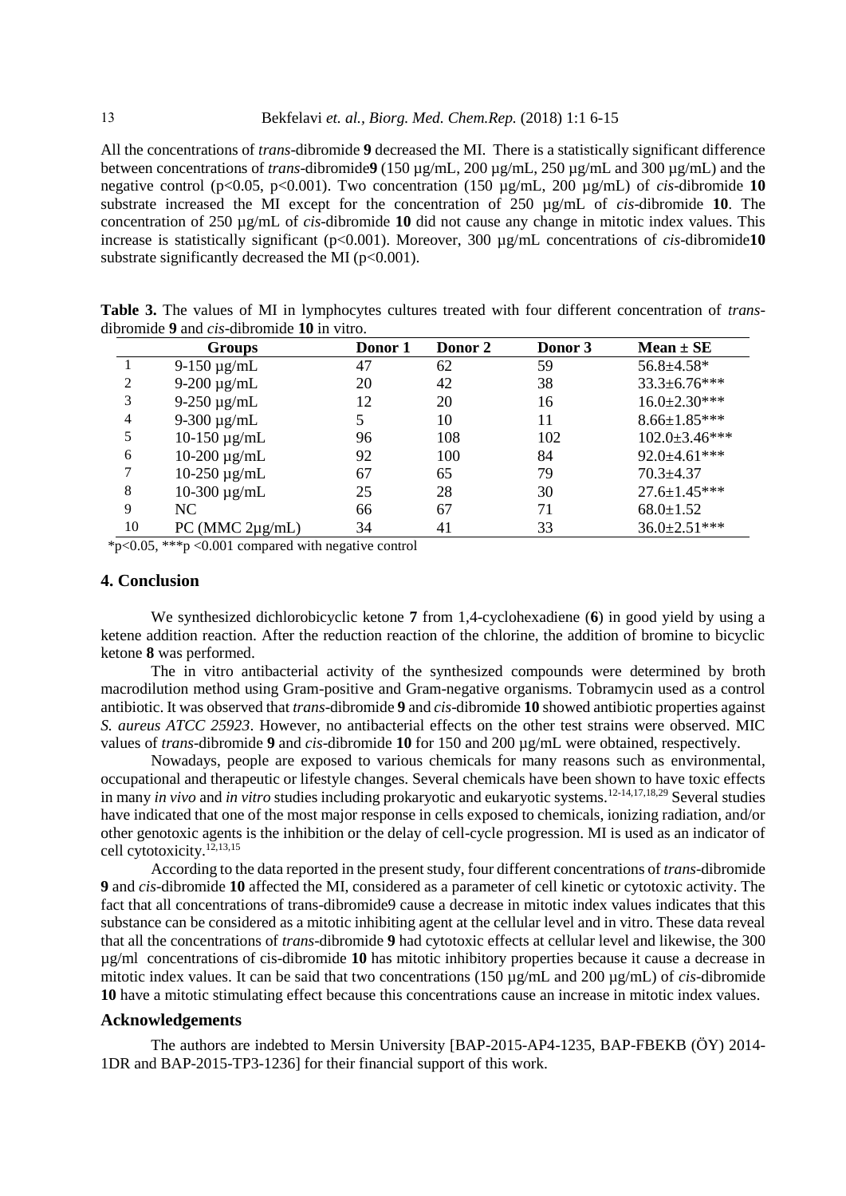All the concentrations of *trans*-dibromide **9** decreased the MI. There is a statistically significant difference between concentrations of *trans*-dibromide**9** (150 µg/mL, 200 µg/mL, 250 µg/mL and 300 µg/mL) and the negative control ($p<0.05$, $p<0.001$). Two concentration (150 µg/mL, 200 µg/mL) of *cis*-dibromide **10** substrate increased the MI except for the concentration of 250 µg/mL of *cis*-dibromide **10**. The concentration of 250 µg/mL of *cis*-dibromide **10** did not cause any change in mitotic index values. This increase is statistically significant ($p<0.001$). Moreover, 300 µg/mL concentrations of *cis*-dibromide**10** substrate significantly decreased the MI ($p<0.001$).

**Table 3.** The values of MI in lymphocytes cultures treated with four different concentration of *trans*-dibromide **9** and *cis*-dibromide **10** in vitro.

| | Groups | Donor 1 | Donor 2 | Donor 3 | Mean ± SE |
|---|---|---|---|---|---|
| 1 | 9-150 µg/mL | 47 | 62 | 59 | 56.8±4.58* |
| 2 | 9-200 µg/mL | 20 | 42 | 38 | 33.3±6.76*** |
| 3 | 9-250 µg/mL | 12 | 20 | 16 | 16.0±2.30*** |
| 4 | 9-300 µg/mL | 5 | 10 | 11 | 8.66±1.85*** |
| 5 | 10-150 µg/mL | 96 | 108 | 102 | 102.0±3.46*** |
| 6 | 10-200 µg/mL | 92 | 100 | 84 | 92.0±4.61*** |
| 7 | 10-250 µg/mL | 67 | 65 | 79 | 70.3±4.37 |
| 8 | 10-300 µg/mL | 25 | 28 | 30 | 27.6±1.45*** |
| 9 | NC | 66 | 67 | 71 | 68.0±1.52 |
| 10 | PC (MMC 2µg/mL) | 34 | 41 | 33 | 36.0±2.51*** |

*$p<0.05$, ***$p<0.001$ compared with negative control

## 4. Conclusion

We synthesized dichlorobicyclic ketone **7** from 1,4-cyclohexadiene (**6**) in good yield by using a ketene addition reaction. After the reduction reaction of the chlorine, the addition of bromine to bicyclic ketone **8** was performed.

The in vitro antibacterial activity of the synthesized compounds were determined by broth macrodilution method using Gram-positive and Gram-negative organisms. Tobramycin used as a control antibiotic. It was observed that *trans*-dibromide **9** and *cis*-dibromide **10** showed antibiotic properties against *S. aureus ATCC 25923*. However, no antibacterial effects on the other test strains were observed. MIC values of *trans*-dibromide **9** and *cis*-dibromide **10** for 150 and 200 µg/mL were obtained, respectively.

Nowadays, people are exposed to various chemicals for many reasons such as environmental, occupational and therapeutic or lifestyle changes. Several chemicals have been shown to have toxic effects in many *in vivo* and *in vitro* studies including prokaryotic and eukaryotic systems.[12-14,17,18,29] Several studies have indicated that one of the most major response in cells exposed to chemicals, ionizing radiation, and/or other genotoxic agents is the inhibition or the delay of cell-cycle progression. MI is used as an indicator of cell cytotoxicity.[12,13,15]

According to the data reported in the present study, four different concentrations of *trans*-dibromide **9** and *cis*-dibromide **10** affected the MI, considered as a parameter of cell kinetic or cytotoxic activity. The fact that all concentrations of trans-dibromide9 cause a decrease in mitotic index values indicates that this substance can be considered as a mitotic inhibiting agent at the cellular level and in vitro. These data reveal that all the concentrations of *trans*-dibromide **9** had cytotoxic effects at cellular level and likewise, the 300 µg/ml concentrations of cis-dibromide **10** has mitotic inhibitory properties because it cause a decrease in mitotic index values. It can be said that two concentrations (150 µg/mL and 200 µg/mL) of *cis*-dibromide **10** have a mitotic stimulating effect because this concentrations cause an increase in mitotic index values.

### Acknowledgements

The authors are indebted to Mersin University [BAP-2015-AP4-1235, BAP-FBEKB (ÖY) 2014-1DR and BAP-2015-TP3-1236] for their financial support of this work.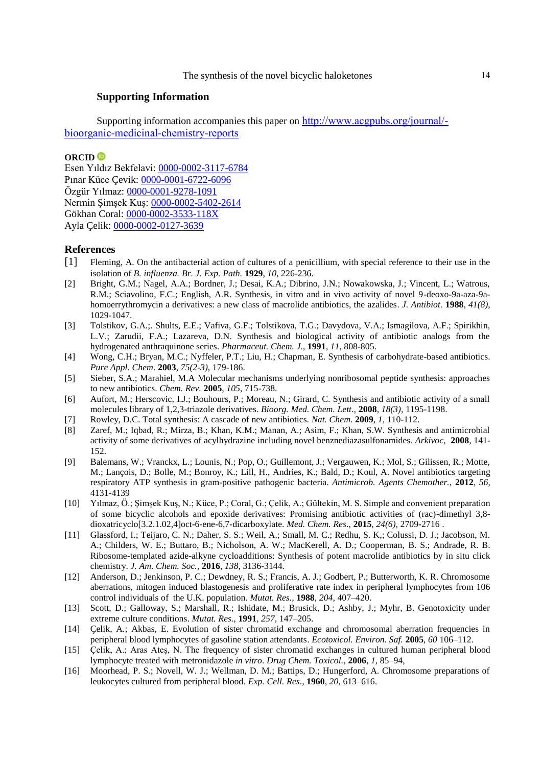## Supporting Information

Supporting information accompanies this paper on http://www.acgpubs.org/journal/-bioorganic-medicinal-chemistry-reports

**ORCID**

Esen Yıldız Bekfelavi: 0000-0002-3117-6784
Pınar Küce Çevik: 0000-0001-6722-6096
Özgür Yılmaz: 0000-0001-9278-1091
Nermin Şimşek Kuş: 0000-0002-5402-2614
Gökhan Coral: 0000-0002-3533-118X
Ayla Çelik: 0000-0002-0127-3639

## References

[1] Fleming, A. On the antibacterial action of cultures of a penicillium, with special reference to their use in the isolation of *B. influenza. Br. J. Exp. Path.* **1929**, *10*, 226-236.

[2] Bright, G.M.; Nagel, A.A.; Bordner, J.; Desai, K.A.; Dibrino, J.N.; Nowakowska, J.; Vincent, L.; Watrous, R.M.; Sciavolino, F.C.; English, A.R. Synthesis, in vitro and in vivo activity of novel 9-deoxo-9a-aza-9a-homoerrythromycin a derivatives: a new class of macrolide antibiotics, the azalides. *J. Antibiot.* **1988**, *41(8)*, 1029-1047.

[3] Tolstikov, G.A.;. Shults, E.E.; Vafiva, G.F.; Tolstikova, T.G.; Davydova, V.A.; Ismagilova, A.F.; Spirikhin, L.V.; Zarudii, F.A.; Lazareva, D.N. Synthesis and biological activity of antibiotic analogs from the hydrogenated anthraquinone series. *Pharmaceut. Chem. J.,* **1991**, *11*, 808-805.

[4] Wong, C.H.; Bryan, M.C.; Nyffeler, P.T.; Liu, H.; Chapman, E. Synthesis of carbohydrate-based antibiotics. *Pure Appl. Chem*. **2003**, *75(2-3)*, 179-186.

[5] Sieber, S.A.; Marahiel, M.A Molecular mechanisms underlying nonribosomal peptide synthesis: approaches to new antibiotics. *Chem. Rev.* **2005**, *105*, 715-738.

[6] Aufort, M.; Herscovic, I.J.; Bouhours, P.; Moreau, N.; Girard, C. Synthesis and antibiotic activity of a small molecules library of 1,2,3-triazole derivatives. *Bioorg. Med. Chem. Lett.,* **2008**, *18(3)*, 1195-1198.

[7] Rowley, D.C. Total synthesis: A cascade of new antibiotics. *Nat. Chem.* **2009**, *1*, 110-112.

[8] Zaref, M.; Iqbad, R.; Mirza, B.; Khan, K.M.; Manan, A.; Asim, F.; Khan, S.W. Synthesis and antimicrobial activity of some derivatives of acylhydrazine including novel benznediazasulfonamides. *Arkivoc*, **2008**, 141-152.

[9] Balemans, W.; Vranckx, L.; Lounis, N.; Pop, O.; Guillemont, J.; Vergauwen, K.; Mol, S.; Gilissen, R.; Motte, M.; Lançois, D.; Bolle, M.; Bonroy, K.; Lill, H., Andries, K.; Bald, D.; Koul, A. Novel antibiotics targeting respiratory ATP synthesis in gram-positive pathogenic bacteria. *Antimicrob. Agents Chemother.*, **2012**, *56*, 4131-4139

[10] Yılmaz, Ö.; Şimşek Kuş, N.; Küce, P.; Coral, G.; Çelik, A.; Gültekin, M. S. Simple and convenient preparation of some bicyclic alcohols and epoxide derivatives: Promising antibiotic activities of (rac)-dimethyl 3,8-dioxatricyclo[3.2.1.02,4]oct-6-ene-6,7-dicarboxylate. *Med. Chem. Res*., **2015**, *24(6),* 2709-2716 .

[11] Glassford, I.; Teijaro, C. N.; Daher, S. S.; Weil, A.; Small, M. C.; Redhu, S. K,; Colussi, D. J.; Jacobson, M. A.; Childers, W. E.; Buttaro, B.; Nicholson, A. W.; MacKerell, A. D.; Cooperman, B. S.; Andrade, R. B. Ribosome-templated azide-alkyne cycloadditions: Synthesis of potent macrolide antibiotics by in situ click chemistry. *J. Am. Chem. Soc.,* **2016**, *138*, 3136-3144.

[12] Anderson, D.; Jenkinson, P. C.; Dewdney, R. S.; Francis, A. J.; Godbert, P.; Butterworth, K. R. Chromosome aberrations, mitogen induced blastogenesis and proliferative rate index in peripheral lymphocytes from 106 control individuals of the U.K. population. *Mutat. Res.*, **1988**, *204*, 407–420.

[13] Scott, D.; Galloway, S.; Marshall, R.; Ishidate, M.; Brusick, D.; Ashby, J.; Myhr, B. Genotoxicity under extreme culture conditions. *Mutat. Res.*, **1991**, *257*, 147–205.

[14] Çelik, A.; Akbas, E. Evolution of sister chromatid exchange and chromosomal aberration frequencies in peripheral blood lymphocytes of gasoline station attendants. *Ecotoxicol. Environ. Saf.* **2005**, *60* 106–112.

[15] Çelik, A.; Aras Ateş, N. The frequency of sister chromatid exchanges in cultured human peripheral blood lymphocyte treated with metronidazole *in vitro*. *Drug Chem. Toxicol.*, **2006**, *1*, 85–94,

[16] Moorhead, P. S.; Novell, W. J.; Wellman, D. M.; Battips, D.; Hungerford, A. Chromosome preparations of leukocytes cultured from peripheral blood. *Exp. Cell. Res*., **1960**, *20*, 613–616.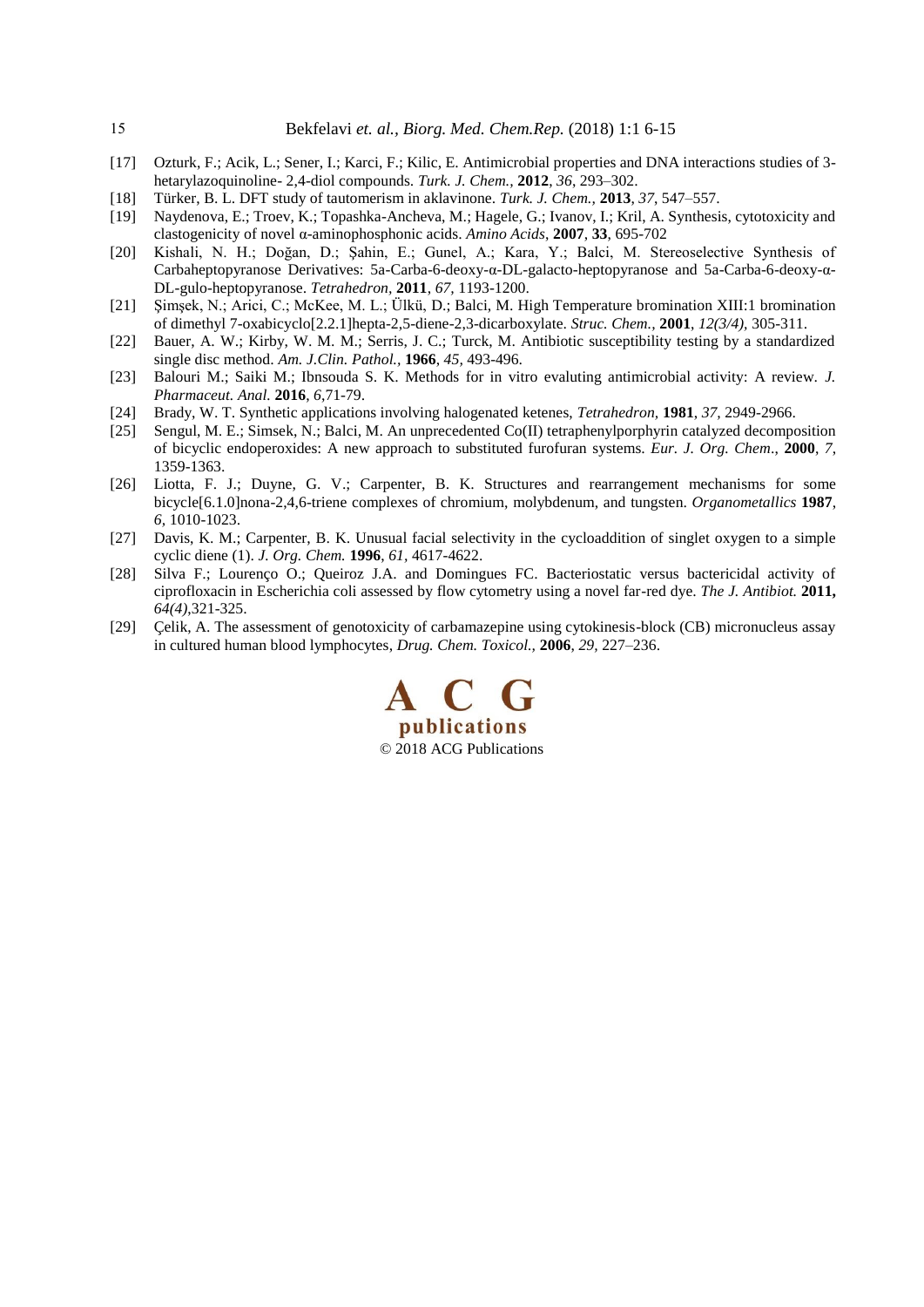[17] Ozturk, F.; Acik, L.; Sener, I.; Karci, F.; Kilic, E. Antimicrobial properties and DNA interactions studies of 3-hetarylazoquinoline- 2,4-diol compounds. *Turk. J. Chem.*, **2012**, *36*, 293–302.

[18] Türker, B. L. DFT study of tautomerism in aklavinone. *Turk. J. Chem.*, **2013**, *37*, 547–557.

[19] Naydenova, E.; Troev, K.; Topashka-Ancheva, M.; Hagele, G.; Ivanov, I.; Kril, A. Synthesis, cytotoxicity and clastogenicity of novel α-aminophosphonic acids. *Amino Acids*, **2007**, **33**, 695-702

[20] Kishali, N. H.; Doğan, D.; Şahin, E.; Gunel, A.; Kara, Y.; Balci, M. Stereoselective Synthesis of Carbaheptopyranose Derivatives: 5a-Carba-6-deoxy-α-DL-galacto-heptopyranose and 5a-Carba-6-deoxy-α-DL-gulo-heptopyranose. *Tetrahedron,* **2011**, *67*, 1193-1200.

[21] Şimşek, N.; Arici, C.; McKee, M. L.; Ülkü, D.; Balci, M. High Temperature bromination XIII:1 bromination of dimethyl 7-oxabicyclo[2.2.1]hepta-2,5-diene-2,3-dicarboxylate. *Struc. Chem.,* **2001**, *12(3/4),* 305-311.

[22] Bauer, A. W.; Kirby, W. M. M.; Serris, J. C.; Turck, M. Antibiotic susceptibility testing by a standardized single disc method. *Am. J.Clin. Pathol.*, **1966**, *45,* 493-496.

[23] Balouri M.; Saiki M.; Ibnsouda S. K. Methods for in vitro evaluting antimicrobial activity: A review. *J. Pharmaceut. Anal.* **2016**, *6*,71-79.

[24] Brady, W. T. Synthetic applications involving halogenated ketenes, *Tetrahedron*, **1981**, *37*, 2949-2966.

[25] Sengul, M. E.; Simsek, N.; Balci, M. An unprecedented Co(II) tetraphenylporphyrin catalyzed decomposition of bicyclic endoperoxides: A new approach to substituted furofuran systems. *Eur. J. Org. Chem*., **2000**, *7*, 1359-1363.

[26] Liotta, F. J.; Duyne, G. V.; Carpenter, B. K. Structures and rearrangement mechanisms for some bicycle[6.1.0]nona-2,4,6-triene complexes of chromium, molybdenum, and tungsten. *Organometallics* **1987**, *6*, 1010-1023.

[27] Davis, K. M.; Carpenter, B. K. Unusual facial selectivity in the cycloaddition of singlet oxygen to a simple cyclic diene (1). *J. Org. Chem.* **1996**, *61*, 4617-4622.

[28] Silva F.; Lourenço O.; Queiroz J.A. and Domingues FC. Bacteriostatic versus bactericidal activity of ciprofloxacin in Escherichia coli assessed by flow cytometry using a novel far-red dye. *The J. Antibiot.* **2011,** *64(4)*,321-325.

[29] Çelik, A. The assessment of genotoxicity of carbamazepine using cytokinesis-block (CB) micronucleus assay in cultured human blood lymphocytes, *Drug. Chem. Toxicol.,* **2006**, *29,* 227–236.

A C G
publications
© 2018 ACG Publications